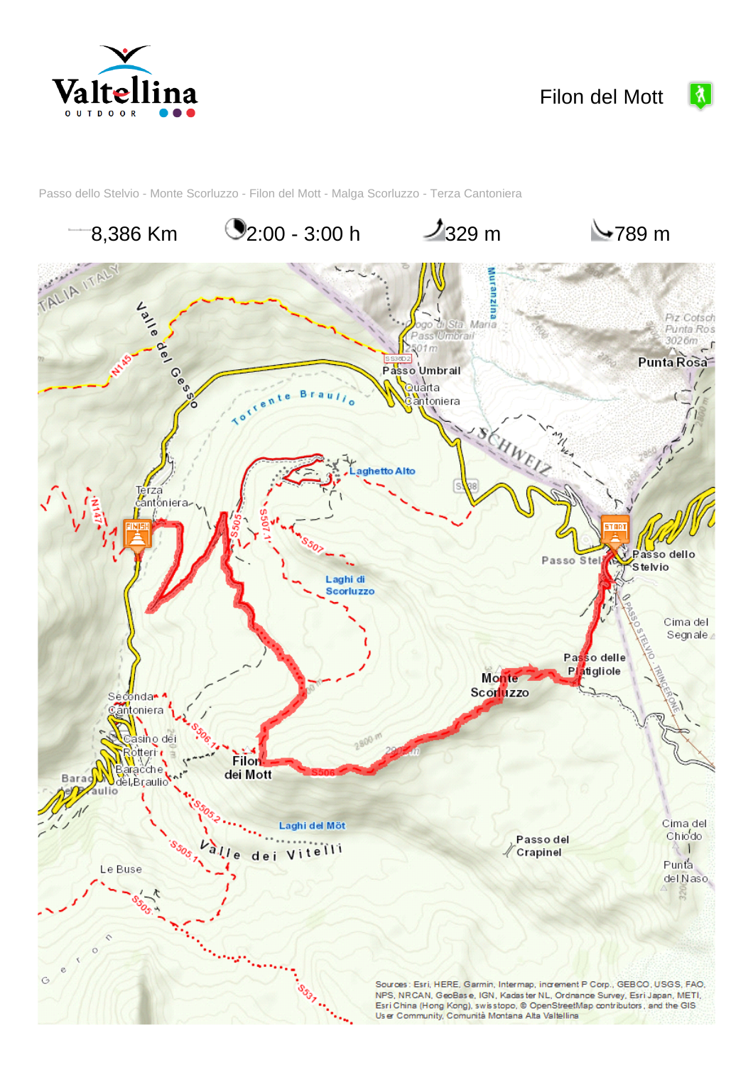# Filon del Mott

Passo dello Stelvio - Monte Scorluzzo - Filon del Mott - Malga Scorluzzo - Terza Cantoniera

8,386 Km | 2:00 - 3:00 h | 329 m | 789 m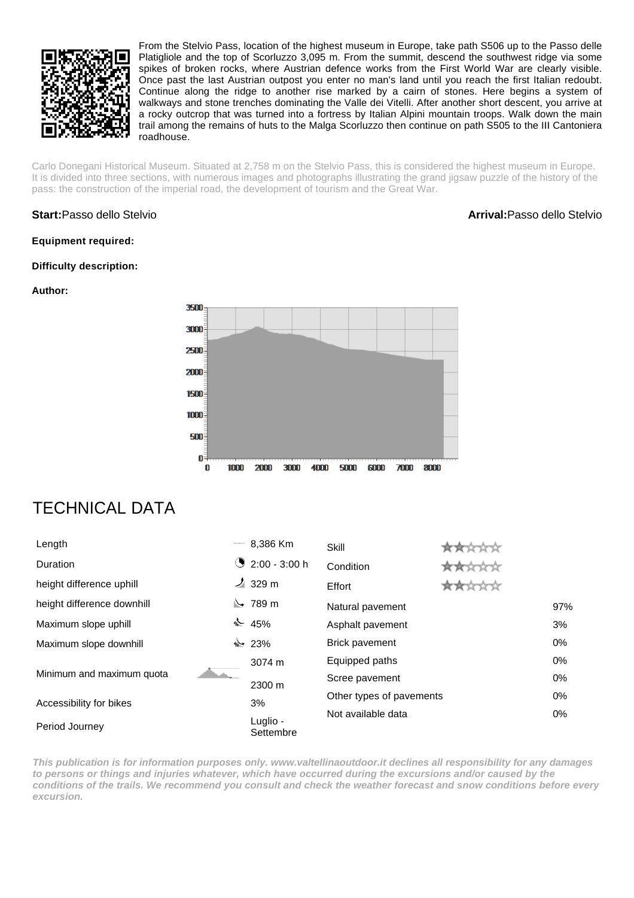From the Stelvio Pass, location of the highest museum in Europe, take path S506 up to the Passo delle Platigliole and the top of Scorluzzo 3,095 m. From the summit, descend the southwest ridge via some spikes of broken rocks, where Austrian defence works from the First World War are clearly visible. Once past the last Austrian outpost you enter no man's land until you reach the first Italian redoubt. Continue along the ridge to another rise marked by a cairn of stones. Here begins a system of walkways and stone trenches dominating the Valle dei Vitelli. After another short descent, you arrive at a rocky outcrop that was turned into a fortress by Italian Alpini mountain troops. Walk down the main trail among the remains of huts to the Malga Scorluzzo then continue on path S505 to the III Cantoniera roadhouse.

Carlo Donegani Historical Museum. Situated at 2,758 m on the Stelvio Pass, this is considered the highest museum in Europe. It is divided into three sections, with numerous images and photographs illustrating the grand jigsaw puzzle of the history of the pass: the construction of the imperial road, the development of tourism and the Great War.

**Start:**Passo dello Stelvio **Arrival:**Passo dello Stelvio

**Equipment required:**

**Difficulty description:**

**Author:**

3500
3000
2500
2000
1500
1000
500
0
0 1000 2000 3000 4000 5000 6000 7000 8000

# TECHNICAL DATA

| | | | |
|---|---|---|---|
| Length | 8,386 Km | Skill | ★★☆☆☆ |
| Duration | 2:00 - 3:00 h | Condition | ★★☆☆☆ |
| height difference uphill | 329 m | Effort | ★★☆☆☆ |
| height difference downhill | 789 m | Natural pavement | 97% |
| Maximum slope uphill | 45% | Asphalt pavement | 3% |
| Maximum slope downhill | 23% | Brick pavement | 0% |
| Minimum and maximum quota | 3074 m / 2300 m | Equipped paths | 0% |
| | | Scree pavement | 0% |
| Accessibility for bikes | 3% | Other types of pavements | 0% |
| Period Journey | Luglio - Settembre | Not available data | 0% |

***This publication is for information purposes only. www.valtellinaoutdoor.it declines all responsibility for any damages to persons or things and injuries whatever, which have occurred during the excursions and/or caused by the conditions of the trails. We recommend you consult and check the weather forecast and snow conditions before every excursion.***